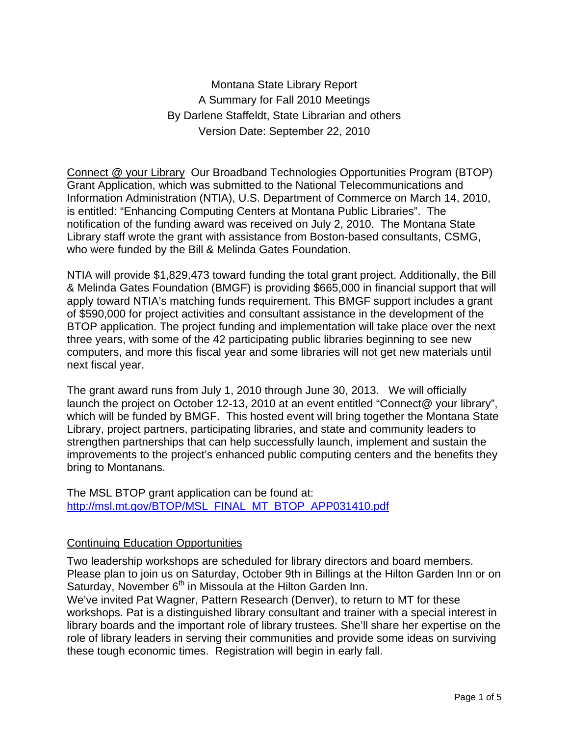Montana State Library Report
A Summary for Fall 2010 Meetings
By Darlene Staffeldt, State Librarian and others
Version Date: September 22, 2010

<u>Connect @ your Library</u> Our Broadband Technologies Opportunities Program (BTOP) Grant Application, which was submitted to the National Telecommunications and Information Administration (NTIA), U.S. Department of Commerce on March 14, 2010, is entitled: "Enhancing Computing Centers at Montana Public Libraries". The notification of the funding award was received on July 2, 2010. The Montana State Library staff wrote the grant with assistance from Boston-based consultants, CSMG, who were funded by the Bill & Melinda Gates Foundation.

NTIA will provide $1,829,473 toward funding the total grant project. Additionally, the Bill & Melinda Gates Foundation (BMGF) is providing $665,000 in financial support that will apply toward NTIA's matching funds requirement. This BMGF support includes a grant of $590,000 for project activities and consultant assistance in the development of the BTOP application. The project funding and implementation will take place over the next three years, with some of the 42 participating public libraries beginning to see new computers, and more this fiscal year and some libraries will not get new materials until next fiscal year.

The grant award runs from July 1, 2010 through June 30, 2013. We will officially launch the project on October 12-13, 2010 at an event entitled "Connect@ your library", which will be funded by BMGF. This hosted event will bring together the Montana State Library, project partners, participating libraries, and state and community leaders to strengthen partnerships that can help successfully launch, implement and sustain the improvements to the project's enhanced public computing centers and the benefits they bring to Montanans.

The MSL BTOP grant application can be found at:
http://msl.mt.gov/BTOP/MSL_FINAL_MT_BTOP_APP031410.pdf

<u>Continuing Education Opportunities</u>

Two leadership workshops are scheduled for library directors and board members. Please plan to join us on Saturday, October 9th in Billings at the Hilton Garden Inn or on Saturday, November 6th in Missoula at the Hilton Garden Inn.
We've invited Pat Wagner, Pattern Research (Denver), to return to MT for these workshops. Pat is a distinguished library consultant and trainer with a special interest in library boards and the important role of library trustees. She'll share her expertise on the role of library leaders in serving their communities and provide some ideas on surviving these tough economic times. Registration will begin in early fall.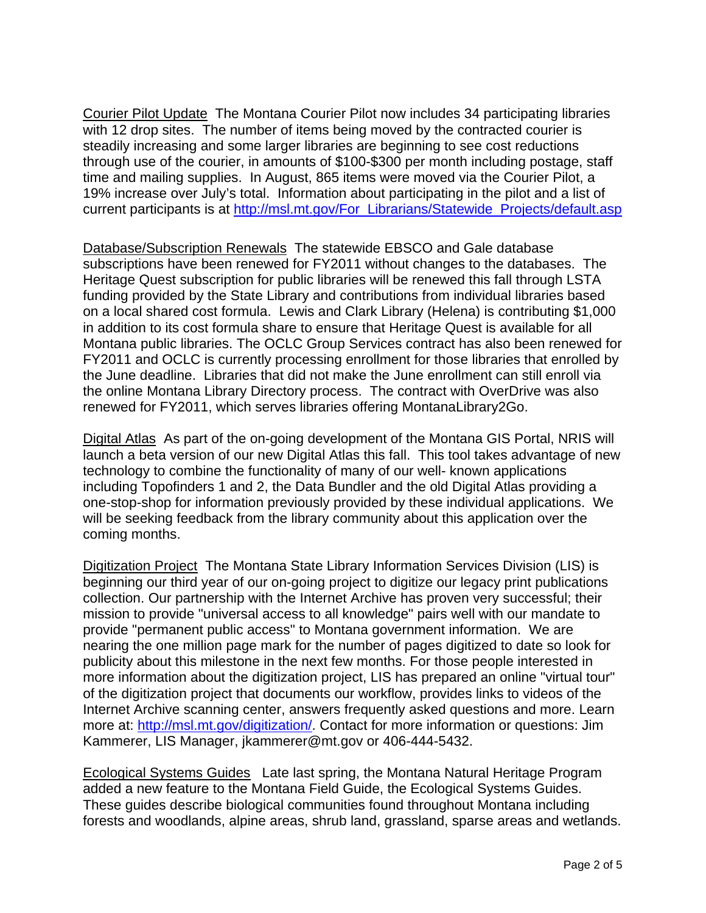<u>Courier Pilot Update</u> The Montana Courier Pilot now includes 34 participating libraries with 12 drop sites. The number of items being moved by the contracted courier is steadily increasing and some larger libraries are beginning to see cost reductions through use of the courier, in amounts of $100-$300 per month including postage, staff time and mailing supplies. In August, 865 items were moved via the Courier Pilot, a 19% increase over July's total. Information about participating in the pilot and a list of current participants is at [http://msl.mt.gov/For_Librarians/Statewide_Projects/default.asp](http://msl.mt.gov/For_Librarians/Statewide_Projects/default.asp)

<u>Database/Subscription Renewals</u> The statewide EBSCO and Gale database subscriptions have been renewed for FY2011 without changes to the databases. The Heritage Quest subscription for public libraries will be renewed this fall through LSTA funding provided by the State Library and contributions from individual libraries based on a local shared cost formula. Lewis and Clark Library (Helena) is contributing $1,000 in addition to its cost formula share to ensure that Heritage Quest is available for all Montana public libraries. The OCLC Group Services contract has also been renewed for FY2011 and OCLC is currently processing enrollment for those libraries that enrolled by the June deadline. Libraries that did not make the June enrollment can still enroll via the online Montana Library Directory process. The contract with OverDrive was also renewed for FY2011, which serves libraries offering MontanaLibrary2Go.

<u>Digital Atlas</u> As part of the on-going development of the Montana GIS Portal, NRIS will launch a beta version of our new Digital Atlas this fall. This tool takes advantage of new technology to combine the functionality of many of our well- known applications including Topofinders 1 and 2, the Data Bundler and the old Digital Atlas providing a one-stop-shop for information previously provided by these individual applications. We will be seeking feedback from the library community about this application over the coming months.

<u>Digitization Project</u> The Montana State Library Information Services Division (LIS) is beginning our third year of our on-going project to digitize our legacy print publications collection. Our partnership with the Internet Archive has proven very successful; their mission to provide "universal access to all knowledge" pairs well with our mandate to provide "permanent public access" to Montana government information. We are nearing the one million page mark for the number of pages digitized to date so look for publicity about this milestone in the next few months. For those people interested in more information about the digitization project, LIS has prepared an online "virtual tour" of the digitization project that documents our workflow, provides links to videos of the Internet Archive scanning center, answers frequently asked questions and more. Learn more at: [http://msl.mt.gov/digitization/](http://msl.mt.gov/digitization/). Contact for more information or questions: Jim Kammerer, LIS Manager, jkammerer@mt.gov or 406-444-5432.

<u>Ecological Systems Guides</u> Late last spring, the Montana Natural Heritage Program added a new feature to the Montana Field Guide, the Ecological Systems Guides. These guides describe biological communities found throughout Montana including forests and woodlands, alpine areas, shrub land, grassland, sparse areas and wetlands.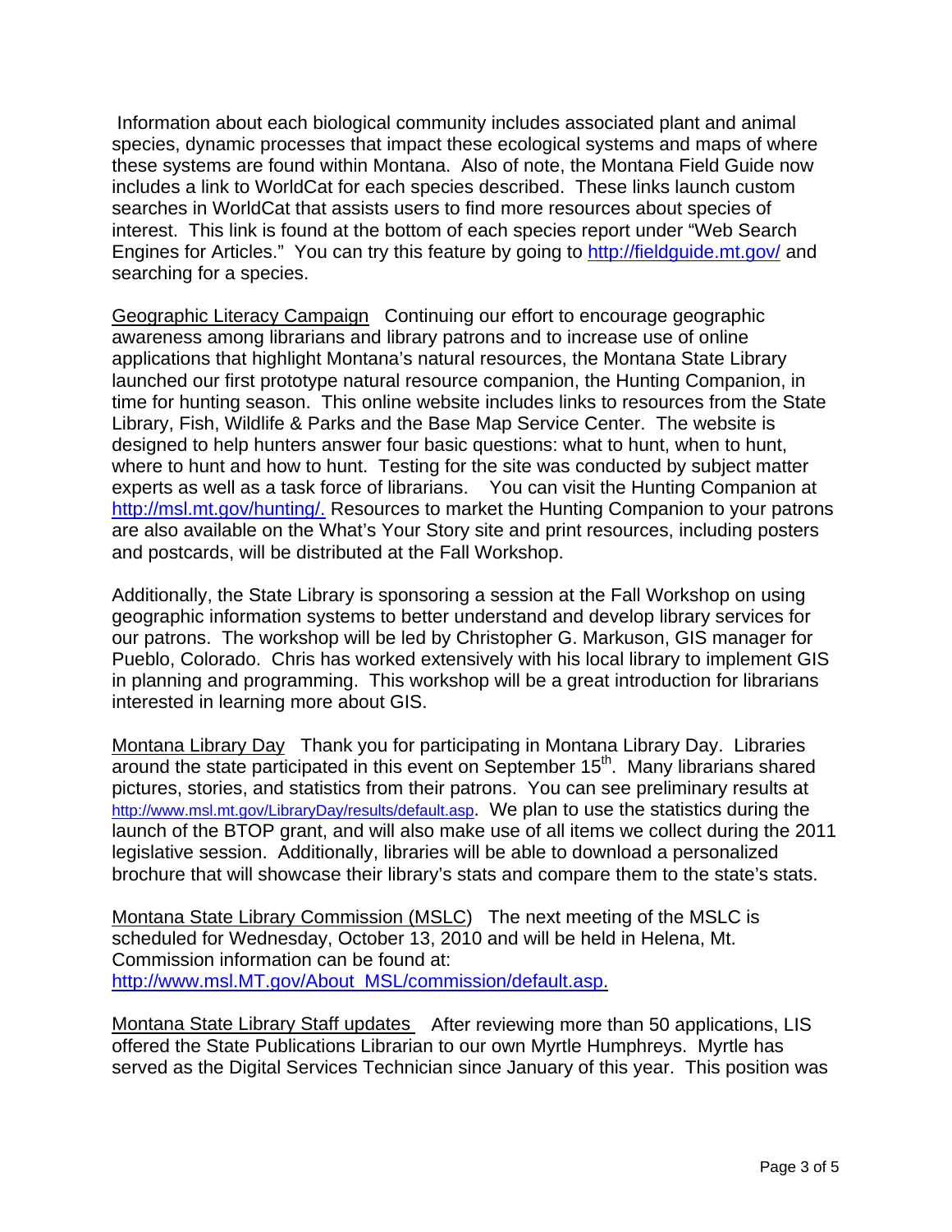Information about each biological community includes associated plant and animal species, dynamic processes that impact these ecological systems and maps of where these systems are found within Montana. Also of note, the Montana Field Guide now includes a link to WorldCat for each species described. These links launch custom searches in WorldCat that assists users to find more resources about species of interest. This link is found at the bottom of each species report under "Web Search Engines for Articles." You can try this feature by going to http://fieldguide.mt.gov/ and searching for a species.

Geographic Literacy Campaign Continuing our effort to encourage geographic awareness among librarians and library patrons and to increase use of online applications that highlight Montana's natural resources, the Montana State Library launched our first prototype natural resource companion, the Hunting Companion, in time for hunting season. This online website includes links to resources from the State Library, Fish, Wildlife & Parks and the Base Map Service Center. The website is designed to help hunters answer four basic questions: what to hunt, when to hunt, where to hunt and how to hunt. Testing for the site was conducted by subject matter experts as well as a task force of librarians. You can visit the Hunting Companion at http://msl.mt.gov/hunting/. Resources to market the Hunting Companion to your patrons are also available on the What's Your Story site and print resources, including posters and postcards, will be distributed at the Fall Workshop.

Additionally, the State Library is sponsoring a session at the Fall Workshop on using geographic information systems to better understand and develop library services for our patrons. The workshop will be led by Christopher G. Markuson, GIS manager for Pueblo, Colorado. Chris has worked extensively with his local library to implement GIS in planning and programming. This workshop will be a great introduction for librarians interested in learning more about GIS.

Montana Library Day Thank you for participating in Montana Library Day. Libraries around the state participated in this event on September 15th. Many librarians shared pictures, stories, and statistics from their patrons. You can see preliminary results at http://www.msl.mt.gov/LibraryDay/results/default.asp. We plan to use the statistics during the launch of the BTOP grant, and will also make use of all items we collect during the 2011 legislative session. Additionally, libraries will be able to download a personalized brochure that will showcase their library's stats and compare them to the state's stats.

Montana State Library Commission (MSLC) The next meeting of the MSLC is scheduled for Wednesday, October 13, 2010 and will be held in Helena, Mt. Commission information can be found at: http://www.msl.MT.gov/About_MSL/commission/default.asp.

Montana State Library Staff updates After reviewing more than 50 applications, LIS offered the State Publications Librarian to our own Myrtle Humphreys. Myrtle has served as the Digital Services Technician since January of this year. This position was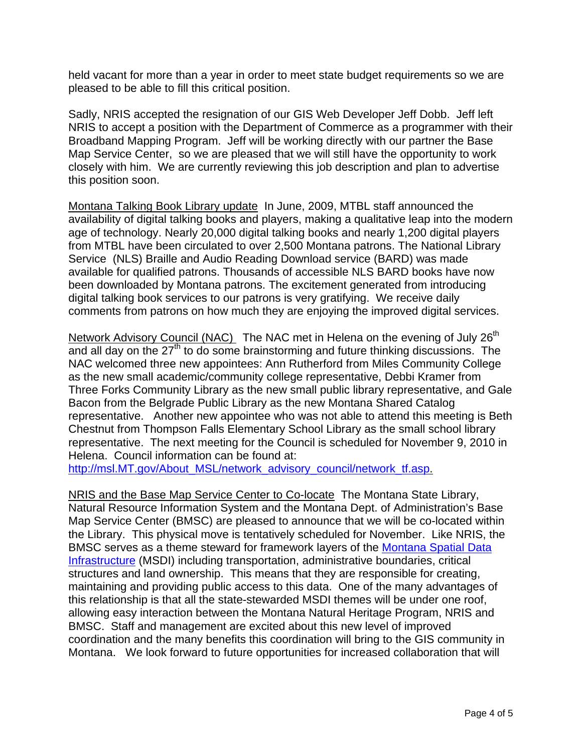held vacant for more than a year in order to meet state budget requirements so we are pleased to be able to fill this critical position.

Sadly, NRIS accepted the resignation of our GIS Web Developer Jeff Dobb. Jeff left NRIS to accept a position with the Department of Commerce as a programmer with their Broadband Mapping Program. Jeff will be working directly with our partner the Base Map Service Center, so we are pleased that we will still have the opportunity to work closely with him. We are currently reviewing this job description and plan to advertise this position soon.

Montana Talking Book Library update In June, 2009, MTBL staff announced the availability of digital talking books and players, making a qualitative leap into the modern age of technology. Nearly 20,000 digital talking books and nearly 1,200 digital players from MTBL have been circulated to over 2,500 Montana patrons. The National Library Service (NLS) Braille and Audio Reading Download service (BARD) was made available for qualified patrons. Thousands of accessible NLS BARD books have now been downloaded by Montana patrons. The excitement generated from introducing digital talking book services to our patrons is very gratifying. We receive daily comments from patrons on how much they are enjoying the improved digital services.

Network Advisory Council (NAC) The NAC met in Helena on the evening of July 26th and all day on the 27th to do some brainstorming and future thinking discussions. The NAC welcomed three new appointees: Ann Rutherford from Miles Community College as the new small academic/community college representative, Debbi Kramer from Three Forks Community Library as the new small public library representative, and Gale Bacon from the Belgrade Public Library as the new Montana Shared Catalog representative. Another new appointee who was not able to attend this meeting is Beth Chestnut from Thompson Falls Elementary School Library as the small school library representative. The next meeting for the Council is scheduled for November 9, 2010 in Helena. Council information can be found at: http://msl.MT.gov/About_MSL/network_advisory_council/network_tf.asp.

NRIS and the Base Map Service Center to Co-locate The Montana State Library, Natural Resource Information System and the Montana Dept. of Administration's Base Map Service Center (BMSC) are pleased to announce that we will be co-located within the Library. This physical move is tentatively scheduled for November. Like NRIS, the BMSC serves as a theme steward for framework layers of the Montana Spatial Data Infrastructure (MSDI) including transportation, administrative boundaries, critical structures and land ownership. This means that they are responsible for creating, maintaining and providing public access to this data. One of the many advantages of this relationship is that all the state-stewarded MSDI themes will be under one roof, allowing easy interaction between the Montana Natural Heritage Program, NRIS and BMSC. Staff and management are excited about this new level of improved coordination and the many benefits this coordination will bring to the GIS community in Montana. We look forward to future opportunities for increased collaboration that will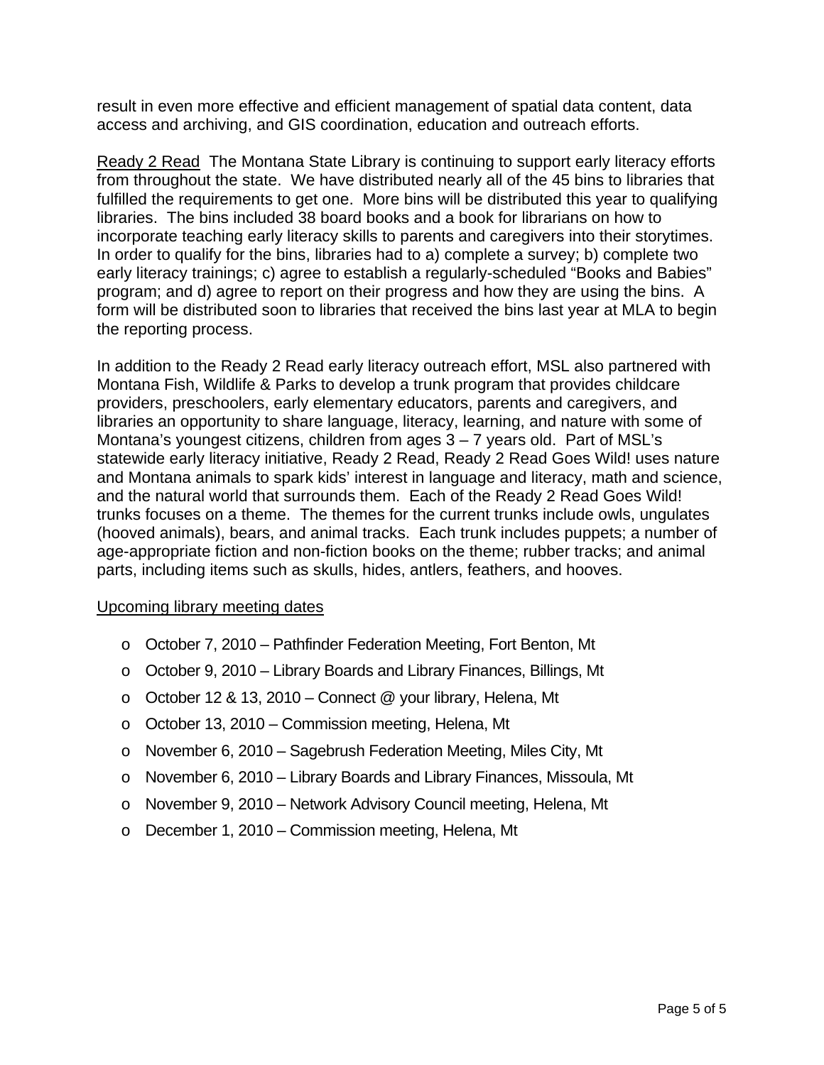result in even more effective and efficient management of spatial data content, data access and archiving, and GIS coordination, education and outreach efforts.

Ready 2 Read The Montana State Library is continuing to support early literacy efforts from throughout the state. We have distributed nearly all of the 45 bins to libraries that fulfilled the requirements to get one. More bins will be distributed this year to qualifying libraries. The bins included 38 board books and a book for librarians on how to incorporate teaching early literacy skills to parents and caregivers into their storytimes. In order to qualify for the bins, libraries had to a) complete a survey; b) complete two early literacy trainings; c) agree to establish a regularly-scheduled "Books and Babies" program; and d) agree to report on their progress and how they are using the bins. A form will be distributed soon to libraries that received the bins last year at MLA to begin the reporting process.

In addition to the Ready 2 Read early literacy outreach effort, MSL also partnered with Montana Fish, Wildlife & Parks to develop a trunk program that provides childcare providers, preschoolers, early elementary educators, parents and caregivers, and libraries an opportunity to share language, literacy, learning, and nature with some of Montana's youngest citizens, children from ages 3 – 7 years old. Part of MSL's statewide early literacy initiative, Ready 2 Read, Ready 2 Read Goes Wild! uses nature and Montana animals to spark kids' interest in language and literacy, math and science, and the natural world that surrounds them. Each of the Ready 2 Read Goes Wild! trunks focuses on a theme. The themes for the current trunks include owls, ungulates (hooved animals), bears, and animal tracks. Each trunk includes puppets; a number of age-appropriate fiction and non-fiction books on the theme; rubber tracks; and animal parts, including items such as skulls, hides, antlers, feathers, and hooves.

Upcoming library meeting dates

- October 7, 2010 – Pathfinder Federation Meeting, Fort Benton, Mt
- October 9, 2010 – Library Boards and Library Finances, Billings, Mt
- October 12 & 13, 2010 – Connect @ your library, Helena, Mt
- October 13, 2010 – Commission meeting, Helena, Mt
- November 6, 2010 – Sagebrush Federation Meeting, Miles City, Mt
- November 6, 2010 – Library Boards and Library Finances, Missoula, Mt
- November 9, 2010 – Network Advisory Council meeting, Helena, Mt
- December 1, 2010 – Commission meeting, Helena, Mt